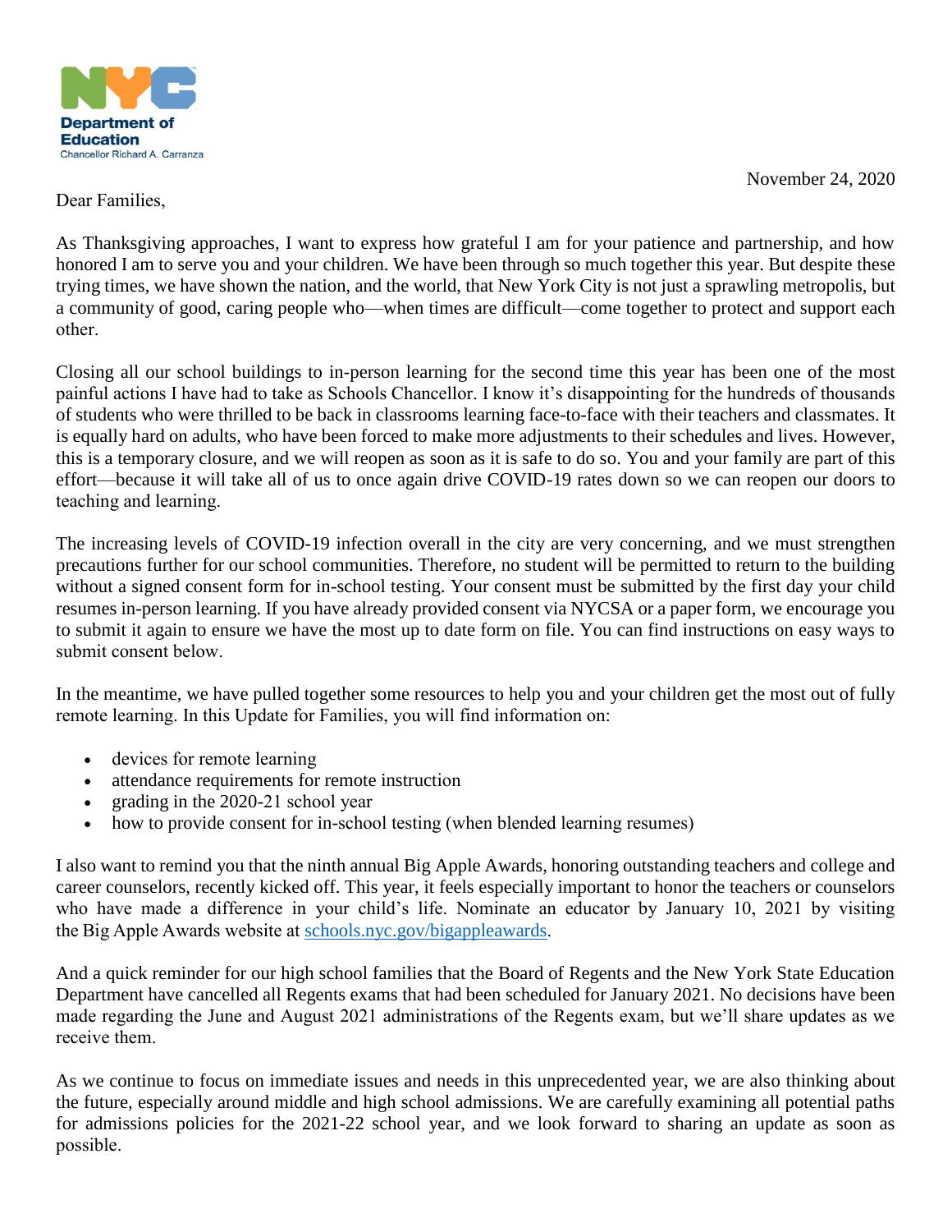NYC Department of Education
Chancellor Richard A. Carranza

November 24, 2020

Dear Families,

As Thanksgiving approaches, I want to express how grateful I am for your patience and partnership, and how honored I am to serve you and your children. We have been through so much together this year. But despite these trying times, we have shown the nation, and the world, that New York City is not just a sprawling metropolis, but a community of good, caring people who—when times are difficult—come together to protect and support each other.

Closing all our school buildings to in-person learning for the second time this year has been one of the most painful actions I have had to take as Schools Chancellor. I know it's disappointing for the hundreds of thousands of students who were thrilled to be back in classrooms learning face-to-face with their teachers and classmates. It is equally hard on adults, who have been forced to make more adjustments to their schedules and lives. However, this is a temporary closure, and we will reopen as soon as it is safe to do so. You and your family are part of this effort—because it will take all of us to once again drive COVID-19 rates down so we can reopen our doors to teaching and learning.

The increasing levels of COVID-19 infection overall in the city are very concerning, and we must strengthen precautions further for our school communities. Therefore, no student will be permitted to return to the building without a signed consent form for in-school testing. Your consent must be submitted by the first day your child resumes in-person learning. If you have already provided consent via NYCSA or a paper form, we encourage you to submit it again to ensure we have the most up to date form on file. You can find instructions on easy ways to submit consent below.

In the meantime, we have pulled together some resources to help you and your children get the most out of fully remote learning. In this Update for Families, you will find information on:

- devices for remote learning
- attendance requirements for remote instruction
- grading in the 2020-21 school year
- how to provide consent for in-school testing (when blended learning resumes)

I also want to remind you that the ninth annual Big Apple Awards, honoring outstanding teachers and college and career counselors, recently kicked off. This year, it feels especially important to honor the teachers or counselors who have made a difference in your child's life. Nominate an educator by January 10, 2021 by visiting the Big Apple Awards website at [schools.nyc.gov/bigappleawards](schools.nyc.gov/bigappleawards).

And a quick reminder for our high school families that the Board of Regents and the New York State Education Department have cancelled all Regents exams that had been scheduled for January 2021. No decisions have been made regarding the June and August 2021 administrations of the Regents exam, but we'll share updates as we receive them.

As we continue to focus on immediate issues and needs in this unprecedented year, we are also thinking about the future, especially around middle and high school admissions. We are carefully examining all potential paths for admissions policies for the 2021-22 school year, and we look forward to sharing an update as soon as possible.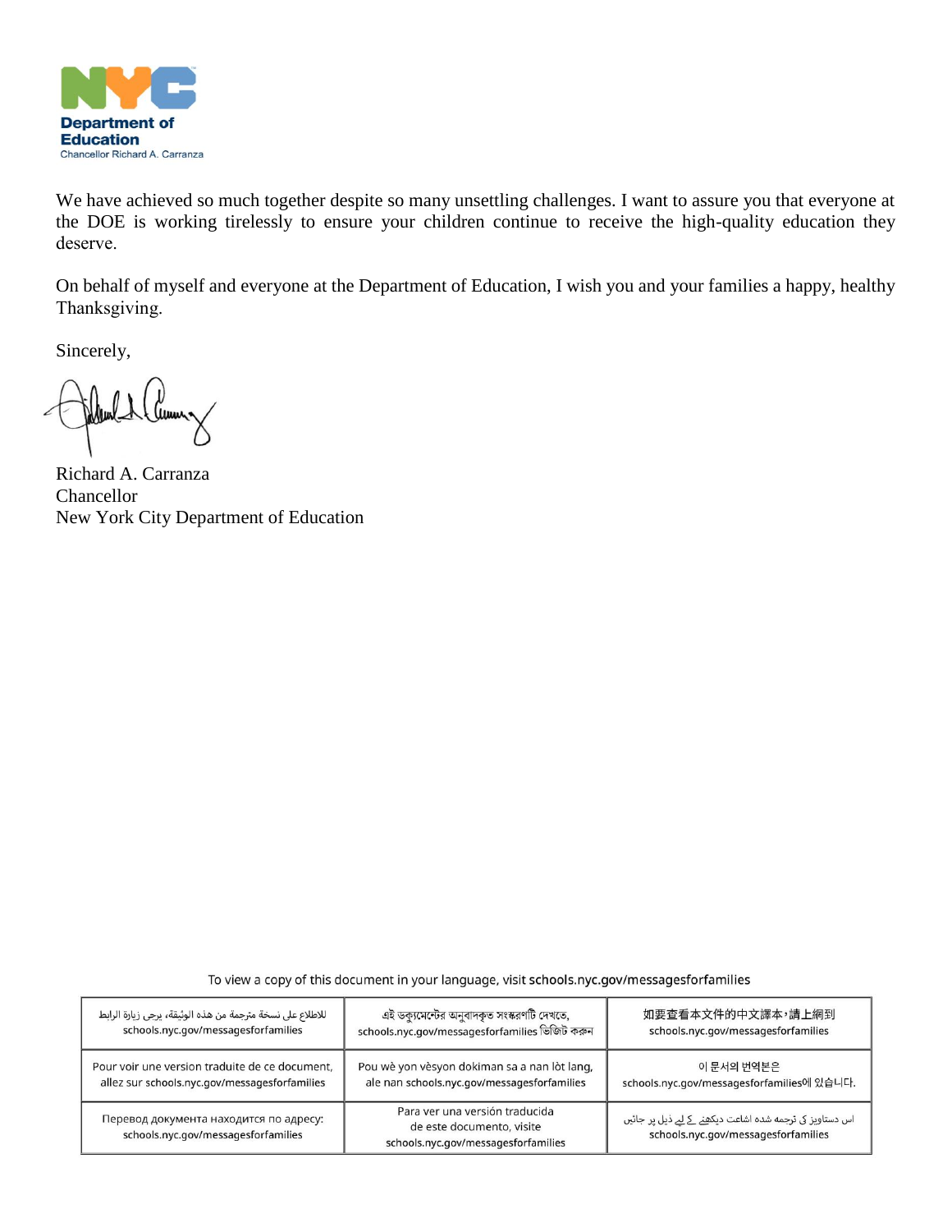**Department of Education**
Chancellor Richard A. Carranza

We have achieved so much together despite so many unsettling challenges. I want to assure you that everyone at the DOE is working tirelessly to ensure your children continue to receive the high-quality education they deserve.

On behalf of myself and everyone at the Department of Education, I wish you and your families a happy, healthy Thanksgiving.

Sincerely,

Richard A. Carranza
Chancellor
New York City Department of Education

To view a copy of this document in your language, visit schools.nyc.gov/messagesforfamilies

| | | |
|---|---|---|
| للاطلاع على نسخة مترجمة من هذه الوثيقة، يرجى زيارة الرابط schools.nyc.gov/messagesforfamilies | এই ডকুমেন্টের অনুবাদকৃত সংস্করণটি দেখতে, schools.nyc.gov/messagesforfamilies ভিজিট করুন | 如要查看本文件的中文譯本，請上網到 schools.nyc.gov/messagesforfamilies |
| Pour voir une version traduite de ce document, allez sur schools.nyc.gov/messagesforfamilies | Pou wè yon vèsyon dokiman sa a nan lòt lang, ale nan schools.nyc.gov/messagesforfamilies | 이 문서의 번역본은 schools.nyc.gov/messagesforfamilies에 있습니다. |
| Перевод документа находится по адресу: schools.nyc.gov/messagesforfamilies | Para ver una versión traducida de este documento, visite schools.nyc.gov/messagesforfamilies | اس دستاویز کی ترجمہ شدہ اشاعت دیکھنے کے لیے ذیل پر جائیں schools.nyc.gov/messagesforfamilies |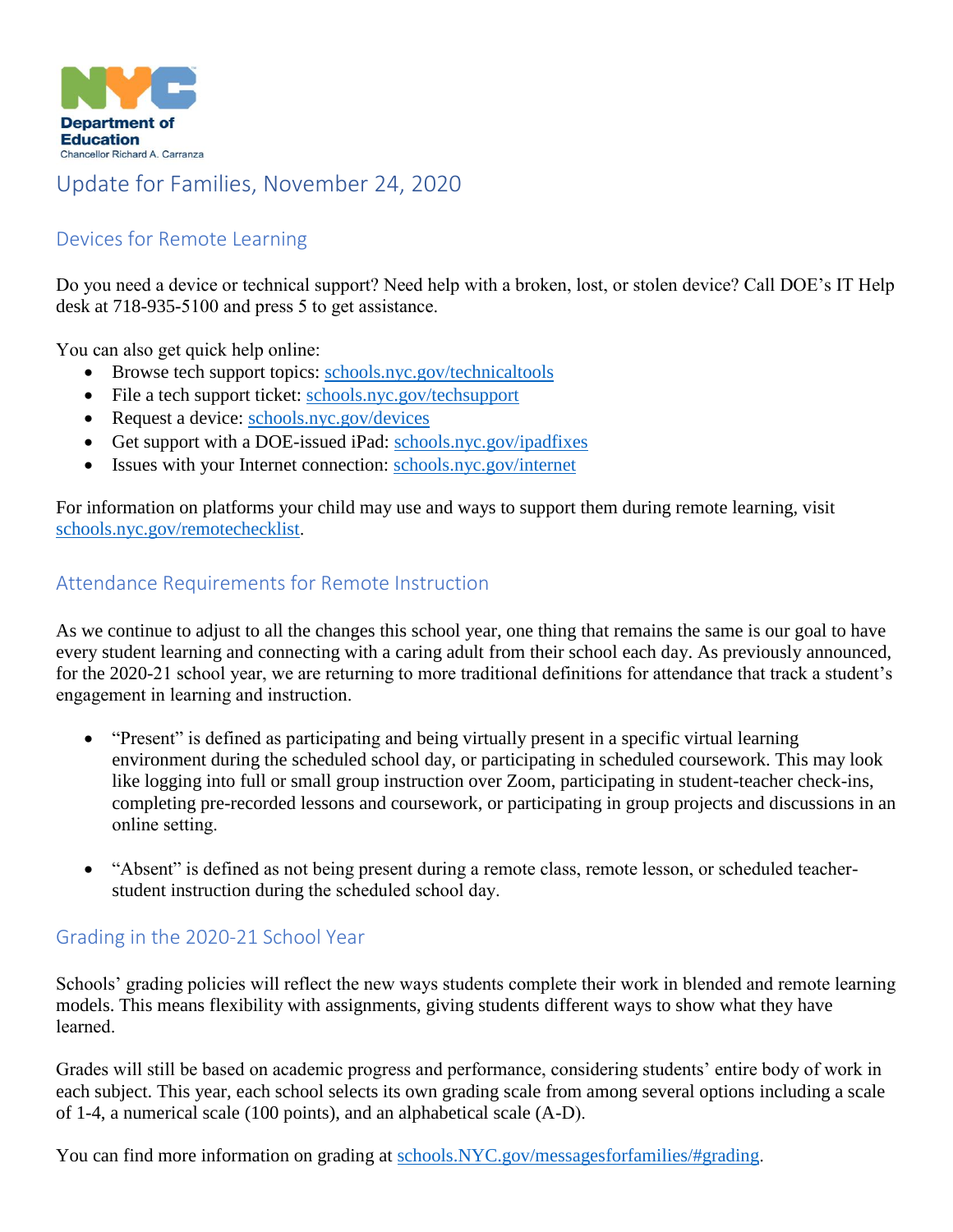NYC Department of Education
Chancellor Richard A. Carranza

# Update for Families, November 24, 2020

## Devices for Remote Learning

Do you need a device or technical support? Need help with a broken, lost, or stolen device? Call DOE's IT Help desk at 718-935-5100 and press 5 to get assistance.

You can also get quick help online:

- Browse tech support topics: [schools.nyc.gov/technicaltools](schools.nyc.gov/technicaltools)
- File a tech support ticket: [schools.nyc.gov/techsupport](schools.nyc.gov/techsupport)
- Request a device: [schools.nyc.gov/devices](schools.nyc.gov/devices)
- Get support with a DOE-issued iPad: [schools.nyc.gov/ipadfixes](schools.nyc.gov/ipadfixes)
- Issues with your Internet connection: [schools.nyc.gov/internet](schools.nyc.gov/internet)

For information on platforms your child may use and ways to support them during remote learning, visit [schools.nyc.gov/remotechecklist](schools.nyc.gov/remotechecklist).

## Attendance Requirements for Remote Instruction

As we continue to adjust to all the changes this school year, one thing that remains the same is our goal to have every student learning and connecting with a caring adult from their school each day. As previously announced, for the 2020-21 school year, we are returning to more traditional definitions for attendance that track a student's engagement in learning and instruction.

- "Present" is defined as participating and being virtually present in a specific virtual learning environment during the scheduled school day, or participating in scheduled coursework. This may look like logging into full or small group instruction over Zoom, participating in student-teacher check-ins, completing pre-recorded lessons and coursework, or participating in group projects and discussions in an online setting.

- "Absent" is defined as not being present during a remote class, remote lesson, or scheduled teacher-student instruction during the scheduled school day.

## Grading in the 2020-21 School Year

Schools' grading policies will reflect the new ways students complete their work in blended and remote learning models. This means flexibility with assignments, giving students different ways to show what they have learned.

Grades will still be based on academic progress and performance, considering students' entire body of work in each subject. This year, each school selects its own grading scale from among several options including a scale of 1-4, a numerical scale (100 points), and an alphabetical scale (A-D).

You can find more information on grading at [schools.NYC.gov/messagesforfamilies/#grading](schools.NYC.gov/messagesforfamilies/#grading).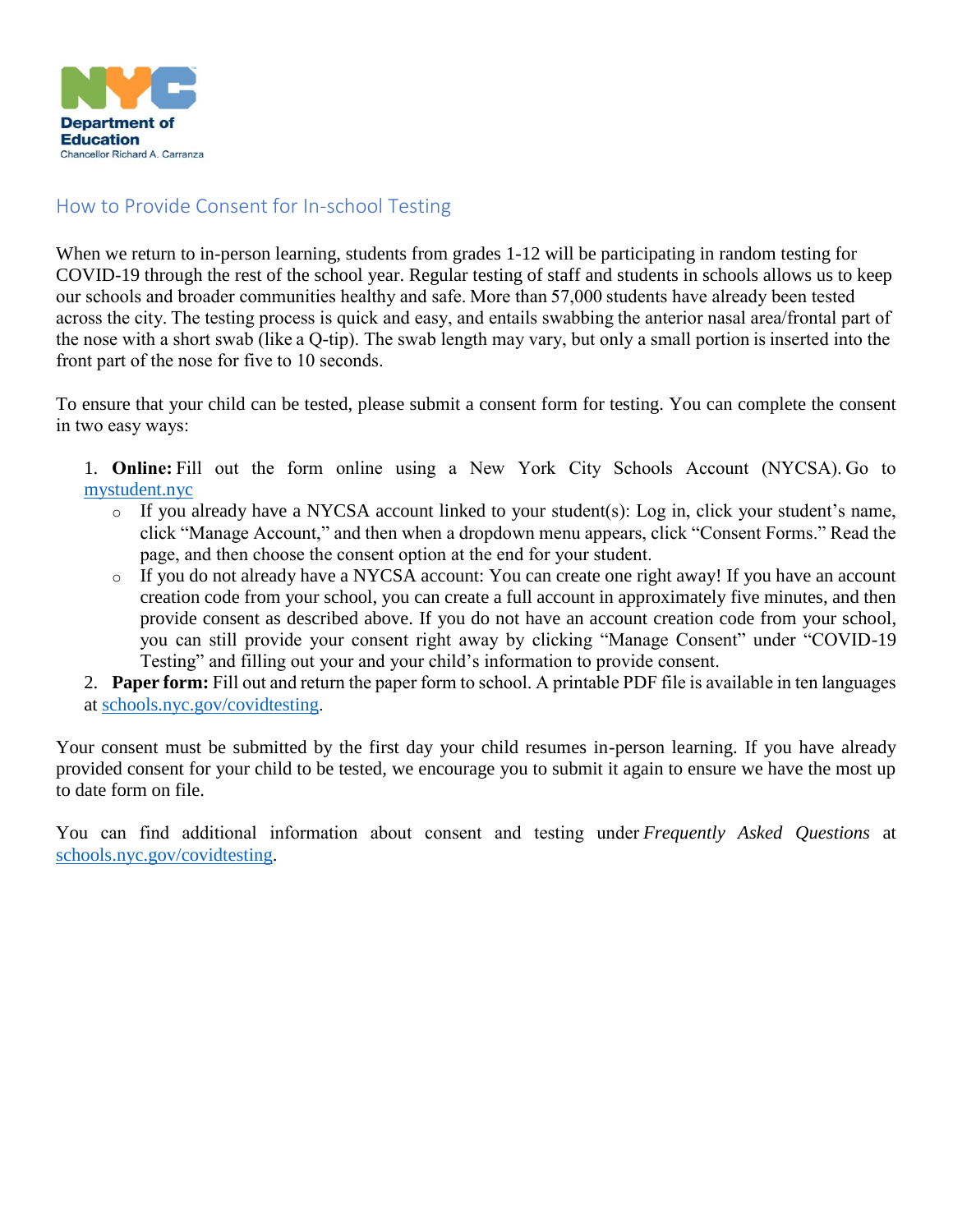NYC Department of Education
Chancellor Richard A. Carranza

## How to Provide Consent for In-school Testing

When we return to in-person learning, students from grades 1-12 will be participating in random testing for COVID-19 through the rest of the school year. Regular testing of staff and students in schools allows us to keep our schools and broader communities healthy and safe. More than 57,000 students have already been tested across the city. The testing process is quick and easy, and entails swabbing the anterior nasal area/frontal part of the nose with a short swab (like a Q-tip). The swab length may vary, but only a small portion is inserted into the front part of the nose for five to 10 seconds.

To ensure that your child can be tested, please submit a consent form for testing. You can complete the consent in two easy ways:

1. **Online:** Fill out the form online using a New York City Schools Account (NYCSA). Go to mystudent.nyc
   - If you already have a NYCSA account linked to your student(s): Log in, click your student's name, click "Manage Account," and then when a dropdown menu appears, click "Consent Forms." Read the page, and then choose the consent option at the end for your student.
   - If you do not already have a NYCSA account: You can create one right away! If you have an account creation code from your school, you can create a full account in approximately five minutes, and then provide consent as described above. If you do not have an account creation code from your school, you can still provide your consent right away by clicking "Manage Consent" under "COVID-19 Testing" and filling out your and your child's information to provide consent.
2. **Paper form:** Fill out and return the paper form to school. A printable PDF file is available in ten languages at schools.nyc.gov/covidtesting.

Your consent must be submitted by the first day your child resumes in-person learning. If you have already provided consent for your child to be tested, we encourage you to submit it again to ensure we have the most up to date form on file.

You can find additional information about consent and testing under *Frequently Asked Questions* at schools.nyc.gov/covidtesting.